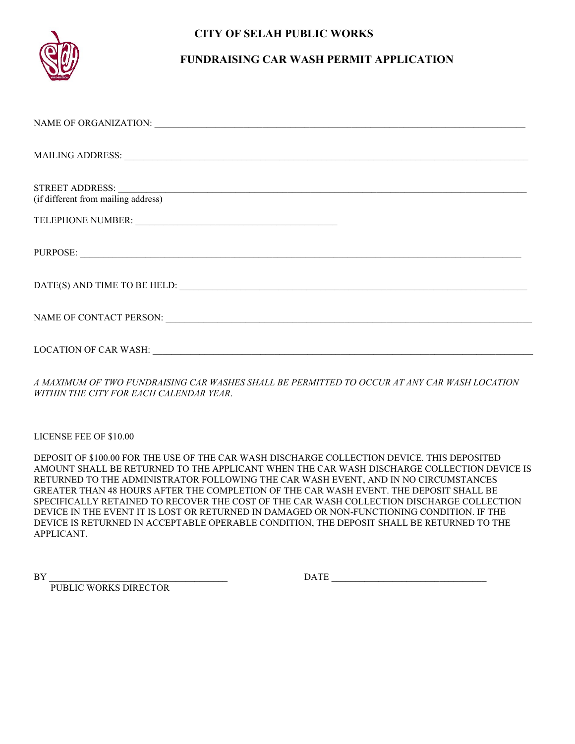# CITY OF SELAH PUBLIC WORKS

## FUNDRAISING CAR WASH PERMIT APPLICATION

NAME OF ORGANIZATION: ______________________________________________________________________________

MAILING ADDRESS: ___________________________________________________________________________________

STREET ADDRESS: ___________________________________________________________________________________
(if different from mailing address)

TELEPHONE NUMBER: __________________________________________

PURPOSE: __________________________________________________________________________________________

DATE(S) AND TIME TO BE HELD: _______________________________________________________________________

NAME OF CONTACT PERSON: ___________________________________________________________________________

LOCATION OF CAR WASH: _____________________________________________________________________________

*A MAXIMUM OF TWO FUNDRAISING CAR WASHES SHALL BE PERMITTED TO OCCUR AT ANY CAR WASH LOCATION WITHIN THE CITY FOR EACH CALENDAR YEAR*.

LICENSE FEE OF $10.00

DEPOSIT OF $100.00 FOR THE USE OF THE CAR WASH DISCHARGE COLLECTION DEVICE. THIS DEPOSITED AMOUNT SHALL BE RETURNED TO THE APPLICANT WHEN THE CAR WASH DISCHARGE COLLECTION DEVICE IS RETURNED TO THE ADMINISTRATOR FOLLOWING THE CAR WASH EVENT, AND IN NO CIRCUMSTANCES GREATER THAN 48 HOURS AFTER THE COMPLETION OF THE CAR WASH EVENT. THE DEPOSIT SHALL BE SPECIFICALLY RETAINED TO RECOVER THE COST OF THE CAR WASH COLLECTION DISCHARGE COLLECTION DEVICE IN THE EVENT IT IS LOST OR RETURNED IN DAMAGED OR NON-FUNCTIONING CONDITION. IF THE DEVICE IS RETURNED IN ACCEPTABLE OPERABLE CONDITION, THE DEPOSIT SHALL BE RETURNED TO THE APPLICANT.

BY _____________________________________ DATE _________________________________
PUBLIC WORKS DIRECTOR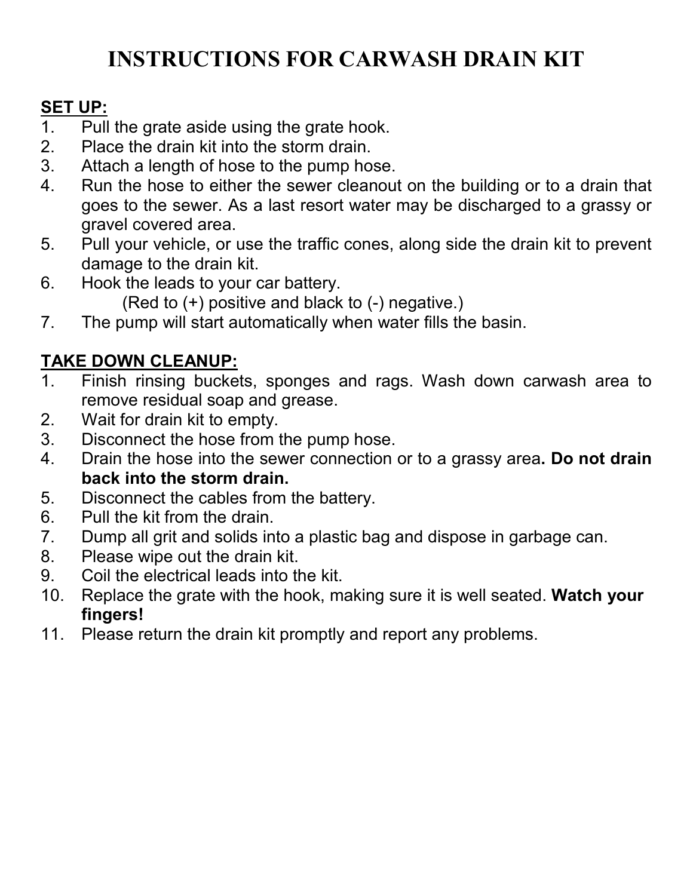# INSTRUCTIONS FOR CARWASH DRAIN KIT

## SET UP:

1. Pull the grate aside using the grate hook.
2. Place the drain kit into the storm drain.
3. Attach a length of hose to the pump hose.
4. Run the hose to either the sewer cleanout on the building or to a drain that goes to the sewer. As a last resort water may be discharged to a grassy or gravel covered area.
5. Pull your vehicle, or use the traffic cones, along side the drain kit to prevent damage to the drain kit.
6. Hook the leads to your car battery.
   (Red to (+) positive and black to (-) negative.)
7. The pump will start automatically when water fills the basin.

## TAKE DOWN CLEANUP:

1. Finish rinsing buckets, sponges and rags. Wash down carwash area to remove residual soap and grease.
2. Wait for drain kit to empty.
3. Disconnect the hose from the pump hose.
4. Drain the hose into the sewer connection or to a grassy area**. Do not drain back into the storm drain.**
5. Disconnect the cables from the battery.
6. Pull the kit from the drain.
7. Dump all grit and solids into a plastic bag and dispose in garbage can.
8. Please wipe out the drain kit.
9. Coil the electrical leads into the kit.
10. Replace the grate with the hook, making sure it is well seated. **Watch your fingers!**
11. Please return the drain kit promptly and report any problems.